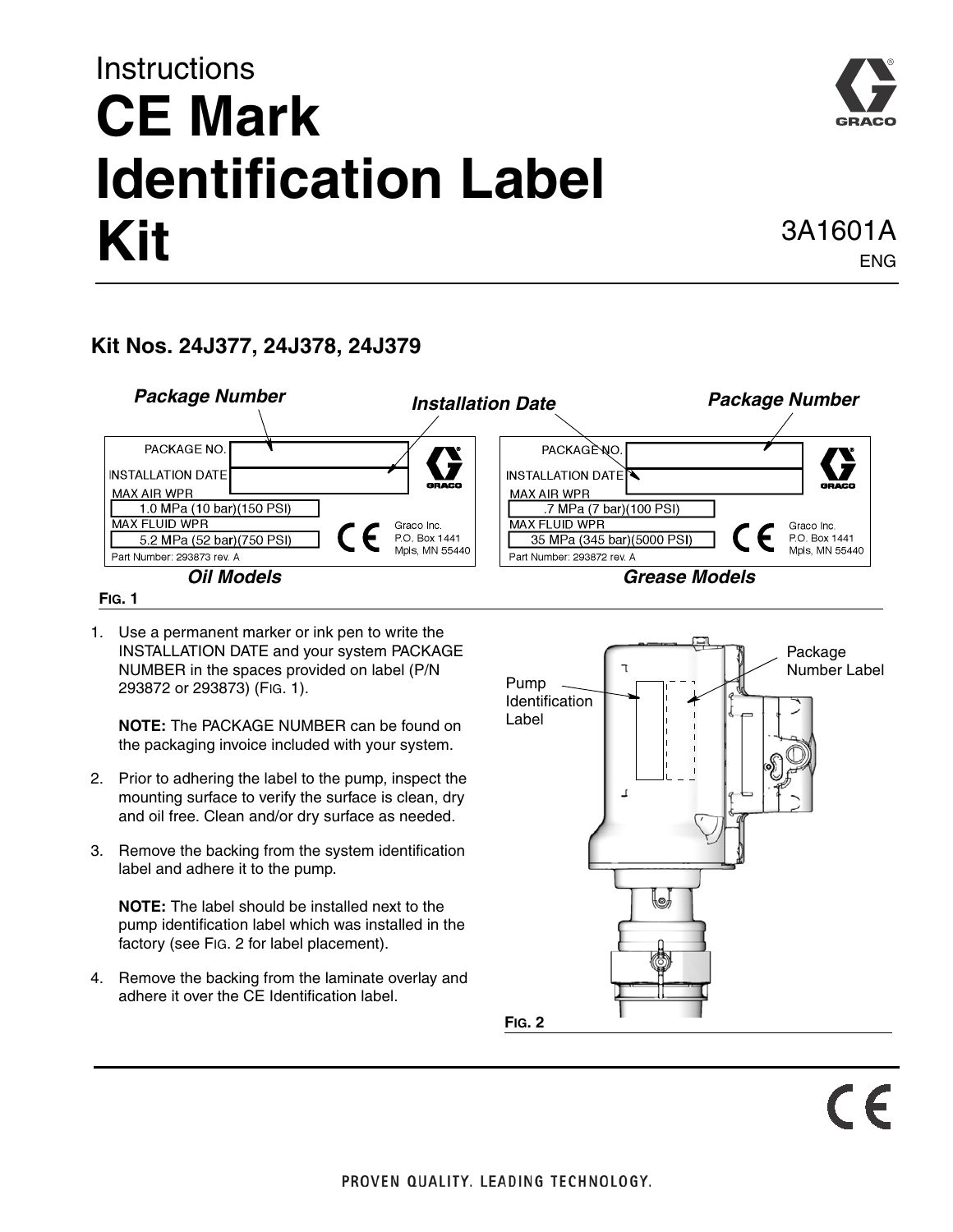Instructions

# CE Mark Identification Label Kit

3A1601A
ENG

## Kit Nos. 24J377, 24J378, 24J379

*Package Number* *Installation Date* *Package Number*

| PACKAGE NO. | |
|---|---|
| INSTALLATION DATE | |
| MAX AIR WPR | 1.0 MPa (10 bar)(150 PSI) |
| MAX FLUID WPR | 5.2 MPa (52 bar)(750 PSI) |
| Part Number: 293873 rev. A | Graco Inc. P.O. Box 1441 Mpls, MN 55440 |

*Oil Models*

| PACKAGE NO. | |
|---|---|
| INSTALLATION DATE | |
| MAX AIR WPR | .7 MPa (7 bar)(100 PSI) |
| MAX FLUID WPR | 35 MPa (345 bar)(5000 PSI) |
| Part Number: 293872 rev. A | Graco Inc. P.O. Box 1441 Mpls, MN 55440 |

*Grease Models*

FIG. 1

1. Use a permanent marker or ink pen to write the INSTALLATION DATE and your system PACKAGE NUMBER in the spaces provided on label (P/N 293872 or 293873) (FIG. 1).

   **NOTE:** The PACKAGE NUMBER can be found on the packaging invoice included with your system.

2. Prior to adhering the label to the pump, inspect the mounting surface to verify the surface is clean, dry and oil free. Clean and/or dry surface as needed.

3. Remove the backing from the system identification label and adhere it to the pump.

   **NOTE:** The label should be installed next to the pump identification label which was installed in the factory (see FIG. 2 for label placement).

4. Remove the backing from the laminate overlay and adhere it over the CE Identification label.

Pump Identification Label

Package Number Label

FIG. 2

PROVEN QUALITY. LEADING TECHNOLOGY.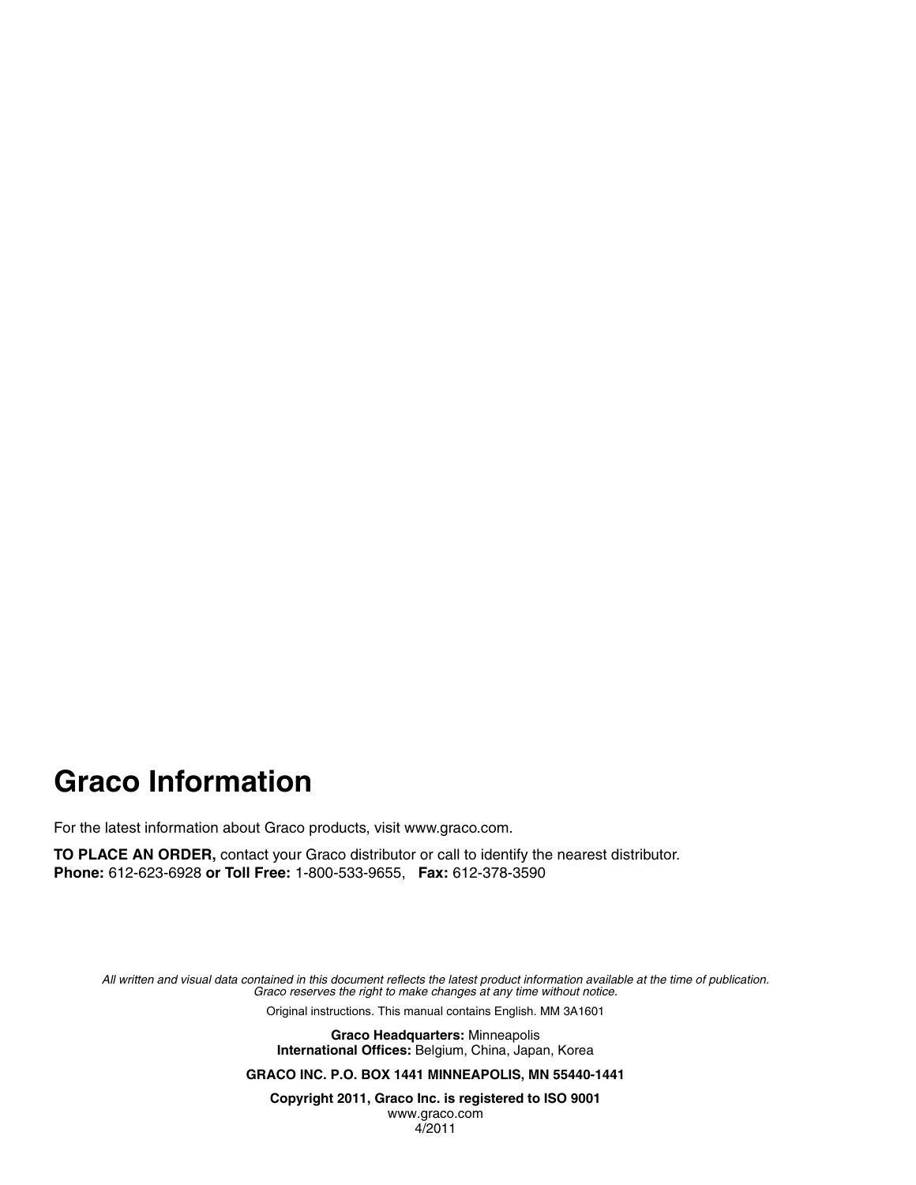# Graco Information

For the latest information about Graco products, visit www.graco.com.

**TO PLACE AN ORDER,** contact your Graco distributor or call to identify the nearest distributor.
**Phone:** 612-623-6928 **or Toll Free:** 1-800-533-9655,   **Fax:** 612-378-3590

*All written and visual data contained in this document reflects the latest product information available at the time of publication. Graco reserves the right to make changes at any time without notice.*

Original instructions. This manual contains English. MM 3A1601

**Graco Headquarters:** Minneapolis
**International Offices:** Belgium, China, Japan, Korea

**GRACO INC. P.O. BOX 1441 MINNEAPOLIS, MN 55440-1441**

**Copyright 2011, Graco Inc. is registered to ISO 9001**
www.graco.com
4/2011